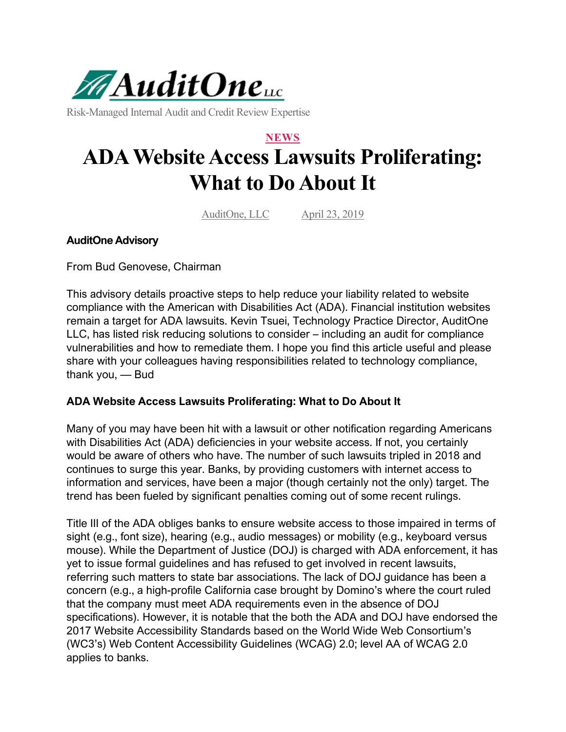AuditOne LLC

Risk-Managed Internal Audit and Credit Review Expertise

NEWS

# ADA Website Access Lawsuits Proliferating: What to Do About It

AuditOne, LLC April 23, 2019

**AuditOne Advisory**

From Bud Genovese, Chairman

This advisory details proactive steps to help reduce your liability related to website compliance with the American with Disabilities Act (ADA). Financial institution websites remain a target for ADA lawsuits. Kevin Tsuei, Technology Practice Director, AuditOne LLC, has listed risk reducing solutions to consider – including an audit for compliance vulnerabilities and how to remediate them. I hope you find this article useful and please share with your colleagues having responsibilities related to technology compliance, thank you, — Bud

**ADA Website Access Lawsuits Proliferating: What to Do About It**

Many of you may have been hit with a lawsuit or other notification regarding Americans with Disabilities Act (ADA) deficiencies in your website access. If not, you certainly would be aware of others who have. The number of such lawsuits tripled in 2018 and continues to surge this year. Banks, by providing customers with internet access to information and services, have been a major (though certainly not the only) target. The trend has been fueled by significant penalties coming out of some recent rulings.

Title III of the ADA obliges banks to ensure website access to those impaired in terms of sight (e.g., font size), hearing (e.g., audio messages) or mobility (e.g., keyboard versus mouse). While the Department of Justice (DOJ) is charged with ADA enforcement, it has yet to issue formal guidelines and has refused to get involved in recent lawsuits, referring such matters to state bar associations. The lack of DOJ guidance has been a concern (e.g., a high-profile California case brought by Domino's where the court ruled that the company must meet ADA requirements even in the absence of DOJ specifications). However, it is notable that the both the ADA and DOJ have endorsed the 2017 Website Accessibility Standards based on the World Wide Web Consortium's (WC3's) Web Content Accessibility Guidelines (WCAG) 2.0; level AA of WCAG 2.0 applies to banks.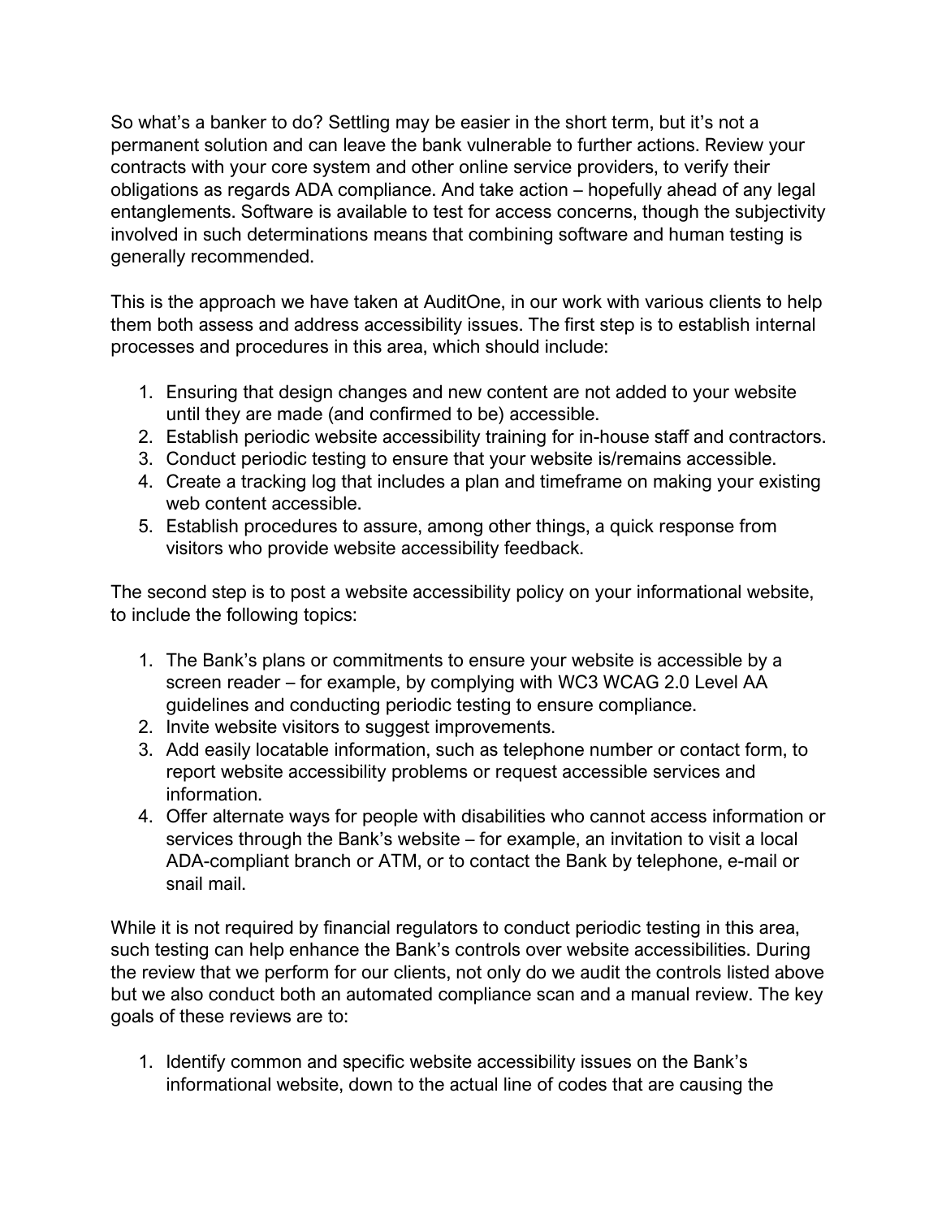So what's a banker to do? Settling may be easier in the short term, but it's not a permanent solution and can leave the bank vulnerable to further actions. Review your contracts with your core system and other online service providers, to verify their obligations as regards ADA compliance. And take action – hopefully ahead of any legal entanglements. Software is available to test for access concerns, though the subjectivity involved in such determinations means that combining software and human testing is generally recommended.

This is the approach we have taken at AuditOne, in our work with various clients to help them both assess and address accessibility issues. The first step is to establish internal processes and procedures in this area, which should include:

1. Ensuring that design changes and new content are not added to your website until they are made (and confirmed to be) accessible.
2. Establish periodic website accessibility training for in-house staff and contractors.
3. Conduct periodic testing to ensure that your website is/remains accessible.
4. Create a tracking log that includes a plan and timeframe on making your existing web content accessible.
5. Establish procedures to assure, among other things, a quick response from visitors who provide website accessibility feedback.

The second step is to post a website accessibility policy on your informational website, to include the following topics:

1. The Bank's plans or commitments to ensure your website is accessible by a screen reader – for example, by complying with WC3 WCAG 2.0 Level AA guidelines and conducting periodic testing to ensure compliance.
2. Invite website visitors to suggest improvements.
3. Add easily locatable information, such as telephone number or contact form, to report website accessibility problems or request accessible services and information.
4. Offer alternate ways for people with disabilities who cannot access information or services through the Bank's website – for example, an invitation to visit a local ADA-compliant branch or ATM, or to contact the Bank by telephone, e-mail or snail mail.

While it is not required by financial regulators to conduct periodic testing in this area, such testing can help enhance the Bank's controls over website accessibilities. During the review that we perform for our clients, not only do we audit the controls listed above but we also conduct both an automated compliance scan and a manual review. The key goals of these reviews are to:

1. Identify common and specific website accessibility issues on the Bank's informational website, down to the actual line of codes that are causing the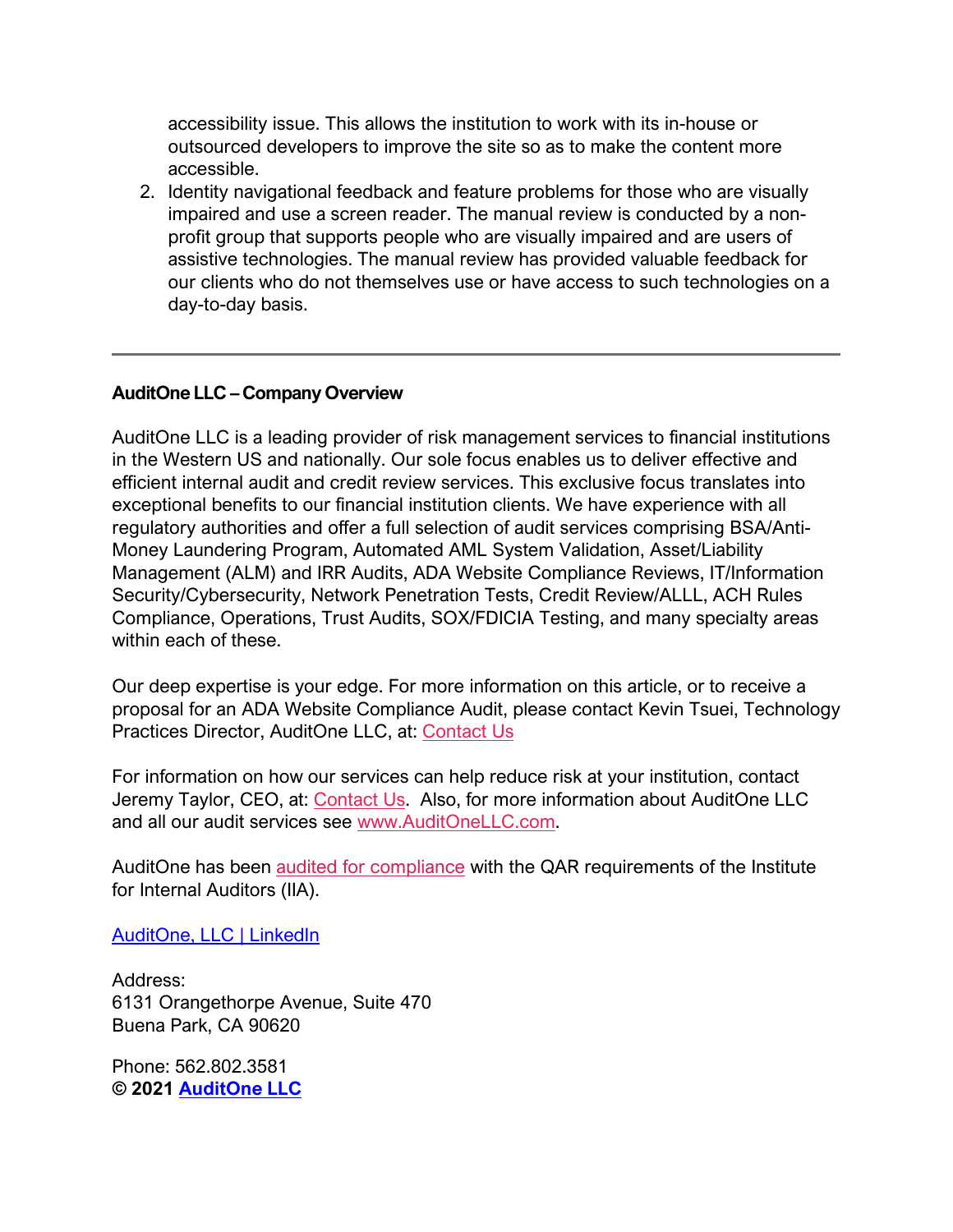accessibility issue. This allows the institution to work with its in-house or outsourced developers to improve the site so as to make the content more accessible.

2. Identity navigational feedback and feature problems for those who are visually impaired and use a screen reader. The manual review is conducted by a non-profit group that supports people who are visually impaired and are users of assistive technologies. The manual review has provided valuable feedback for our clients who do not themselves use or have access to such technologies on a day-to-day basis.

---

**AuditOne LLC – Company Overview**

AuditOne LLC is a leading provider of risk management services to financial institutions in the Western US and nationally. Our sole focus enables us to deliver effective and efficient internal audit and credit review services. This exclusive focus translates into exceptional benefits to our financial institution clients. We have experience with all regulatory authorities and offer a full selection of audit services comprising BSA/Anti-Money Laundering Program, Automated AML System Validation, Asset/Liability Management (ALM) and IRR Audits, ADA Website Compliance Reviews, IT/Information Security/Cybersecurity, Network Penetration Tests, Credit Review/ALLL, ACH Rules Compliance, Operations, Trust Audits, SOX/FDICIA Testing, and many specialty areas within each of these.

Our deep expertise is your edge. For more information on this article, or to receive a proposal for an ADA Website Compliance Audit, please contact Kevin Tsuei, Technology Practices Director, AuditOne LLC, at: Contact Us

For information on how our services can help reduce risk at your institution, contact Jeremy Taylor, CEO, at: Contact Us. Also, for more information about AuditOne LLC and all our audit services see www.AuditOneLLC.com.

AuditOne has been audited for compliance with the QAR requirements of the Institute for Internal Auditors (IIA).

AuditOne, LLC | LinkedIn

Address:
6131 Orangethorpe Avenue, Suite 470
Buena Park, CA 90620

Phone: 562.802.3581
**© 2021 AuditOne LLC**